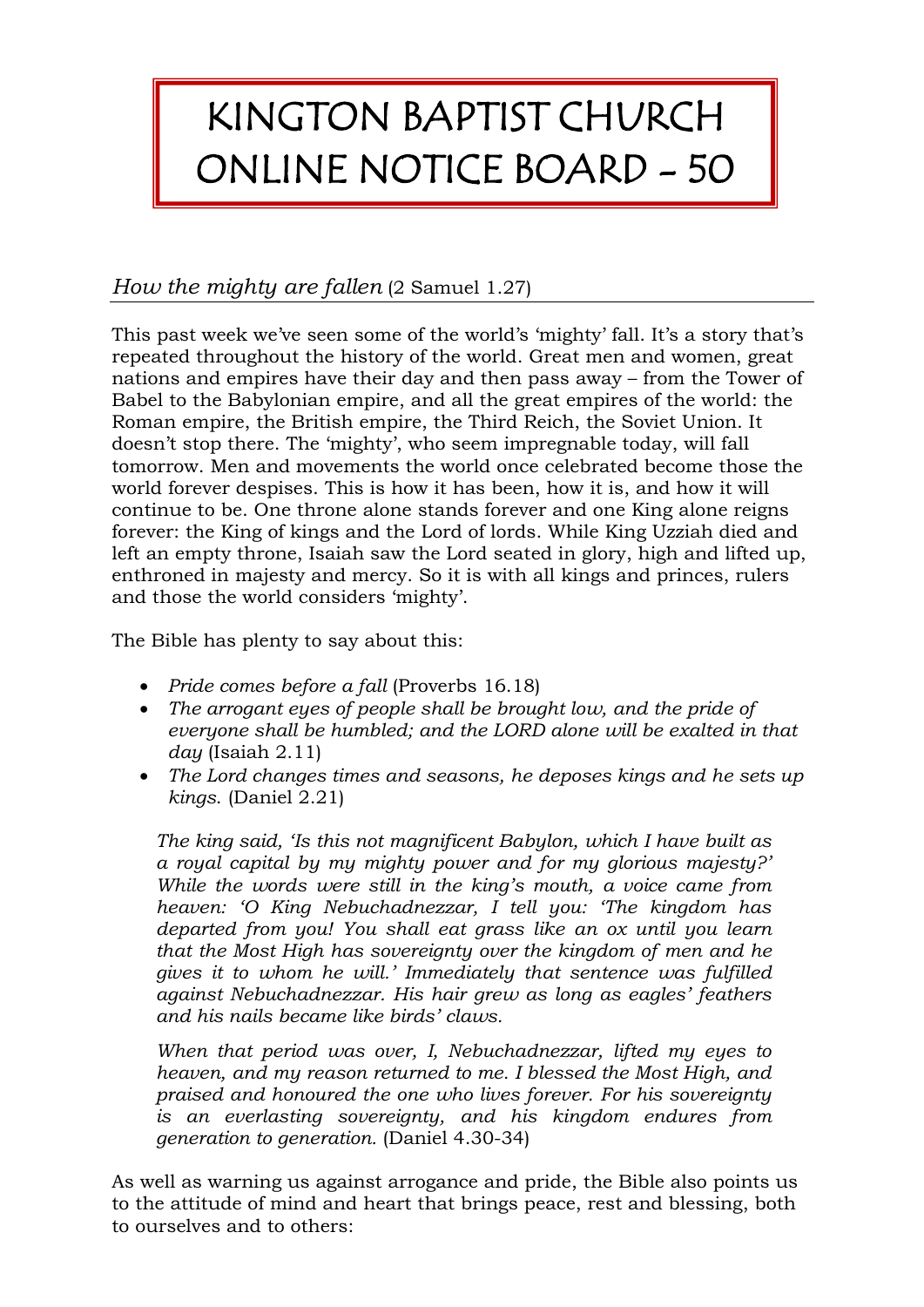# KINGTON BAPTIST CHURCH
# ONLINE NOTICE BOARD - 50

## *How the mighty are fallen* (2 Samuel 1.27)

This past week we've seen some of the world's 'mighty' fall. It's a story that's repeated throughout the history of the world. Great men and women, great nations and empires have their day and then pass away – from the Tower of Babel to the Babylonian empire, and all the great empires of the world: the Roman empire, the British empire, the Third Reich, the Soviet Union. It doesn't stop there. The 'mighty', who seem impregnable today, will fall tomorrow. Men and movements the world once celebrated become those the world forever despises. This is how it has been, how it is, and how it will continue to be. One throne alone stands forever and one King alone reigns forever: the King of kings and the Lord of lords. While King Uzziah died and left an empty throne, Isaiah saw the Lord seated in glory, high and lifted up, enthroned in majesty and mercy. So it is with all kings and princes, rulers and those the world considers 'mighty'.

The Bible has plenty to say about this:

- *Pride comes before a fall* (Proverbs 16.18)
- *The arrogant eyes of people shall be brought low, and the pride of everyone shall be humbled; and the LORD alone will be exalted in that day* (Isaiah 2.11)
- *The Lord changes times and seasons, he deposes kings and he sets up kings.* (Daniel 2.21)

> *The king said, 'Is this not magnificent Babylon, which I have built as a royal capital by my mighty power and for my glorious majesty?' While the words were still in the king's mouth, a voice came from heaven: 'O King Nebuchadnezzar, I tell you: 'The kingdom has departed from you! You shall eat grass like an ox until you learn that the Most High has sovereignty over the kingdom of men and he gives it to whom he will.' Immediately that sentence was fulfilled against Nebuchadnezzar. His hair grew as long as eagles' feathers and his nails became like birds' claws.*
>
> *When that period was over, I, Nebuchadnezzar, lifted my eyes to heaven, and my reason returned to me. I blessed the Most High, and praised and honoured the one who lives forever. For his sovereignty is an everlasting sovereignty, and his kingdom endures from generation to generation.* (Daniel 4.30-34)

As well as warning us against arrogance and pride, the Bible also points us to the attitude of mind and heart that brings peace, rest and blessing, both to ourselves and to others: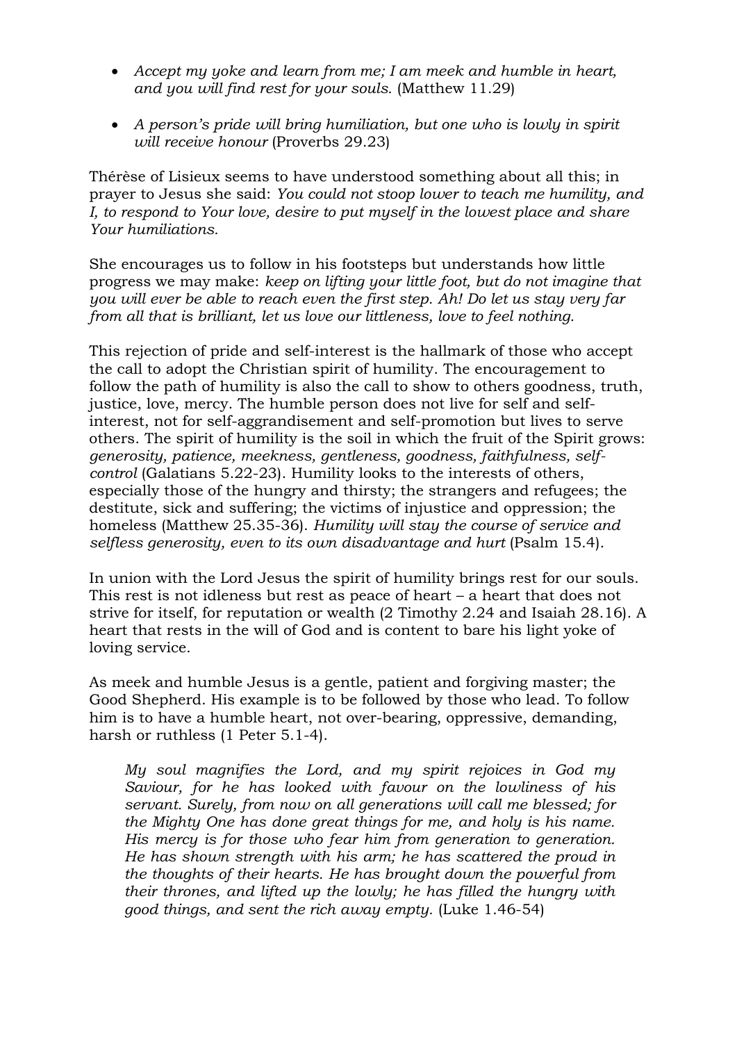- *Accept my yoke and learn from me; I am meek and humble in heart, and you will find rest for your souls.* (Matthew 11.29)

- *A person's pride will bring humiliation, but one who is lowly in spirit will receive honour* (Proverbs 29.23)

Thérèse of Lisieux seems to have understood something about all this; in prayer to Jesus she said: *You could not stoop lower to teach me humility, and I, to respond to Your love, desire to put myself in the lowest place and share Your humiliations.*

She encourages us to follow in his footsteps but understands how little progress we may make: *keep on lifting your little foot, but do not imagine that you will ever be able to reach even the first step. Ah! Do let us stay very far from all that is brilliant, let us love our littleness, love to feel nothing.*

This rejection of pride and self-interest is the hallmark of those who accept the call to adopt the Christian spirit of humility. The encouragement to follow the path of humility is also the call to show to others goodness, truth, justice, love, mercy. The humble person does not live for self and self-interest, not for self-aggrandisement and self-promotion but lives to serve others. The spirit of humility is the soil in which the fruit of the Spirit grows: *generosity, patience, meekness, gentleness, goodness, faithfulness, self-control* (Galatians 5.22-23). Humility looks to the interests of others, especially those of the hungry and thirsty; the strangers and refugees; the destitute, sick and suffering; the victims of injustice and oppression; the homeless (Matthew 25.35-36). *Humility will stay the course of service and selfless generosity, even to its own disadvantage and hurt* (Psalm 15.4).

In union with the Lord Jesus the spirit of humility brings rest for our souls. This rest is not idleness but rest as peace of heart – a heart that does not strive for itself, for reputation or wealth (2 Timothy 2.24 and Isaiah 28.16). A heart that rests in the will of God and is content to bare his light yoke of loving service.

As meek and humble Jesus is a gentle, patient and forgiving master; the Good Shepherd. His example is to be followed by those who lead. To follow him is to have a humble heart, not over-bearing, oppressive, demanding, harsh or ruthless (1 Peter 5.1-4).

> *My soul magnifies the Lord, and my spirit rejoices in God my Saviour, for he has looked with favour on the lowliness of his servant. Surely, from now on all generations will call me blessed; for the Mighty One has done great things for me, and holy is his name. His mercy is for those who fear him from generation to generation. He has shown strength with his arm; he has scattered the proud in the thoughts of their hearts. He has brought down the powerful from their thrones, and lifted up the lowly; he has filled the hungry with good things, and sent the rich away empty.* (Luke 1.46-54)